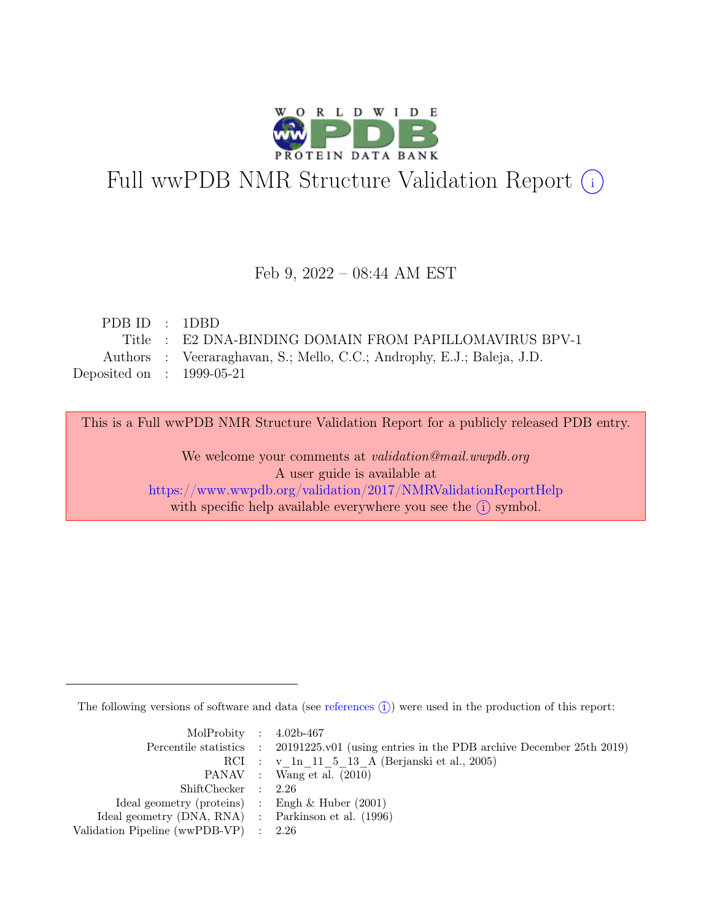# Full wwPDB NMR Structure Validation Report (i)

Feb 9, 2022 – 08:44 AM EST

| | | |
|---|---|---|
| PDB ID | : | 1DBD |
| Title | : | E2 DNA-BINDING DOMAIN FROM PAPILLOMAVIRUS BPV-1 |
| Authors | : | Veeraraghavan, S.; Mello, C.C.; Androphy, E.J.; Baleja, J.D. |
| Deposited on | : | 1999-05-21 |

This is a Full wwPDB NMR Structure Validation Report for a publicly released PDB entry.

We welcome your comments at *validation@mail.wwpdb.org*
A user guide is available at
https://www.wwpdb.org/validation/2017/NMRValidationReportHelp
with specific help available everywhere you see the (i) symbol.

---

The following versions of software and data (see references (i)) were used in the production of this report:

| | | |
|---|---|---|
| MolProbity | : | 4.02b-467 |
| Percentile statistics | : | 20191225.v01 (using entries in the PDB archive December 25th 2019) |
| RCI | : | v_1n_11_5_13_A (Berjanski et al., 2005) |
| PANAV | : | Wang et al. (2010) |
| ShiftChecker | : | 2.26 |
| Ideal geometry (proteins) | : | Engh & Huber (2001) |
| Ideal geometry (DNA, RNA) | : | Parkinson et al. (1996) |
| Validation Pipeline (wwPDB-VP) | : | 2.26 |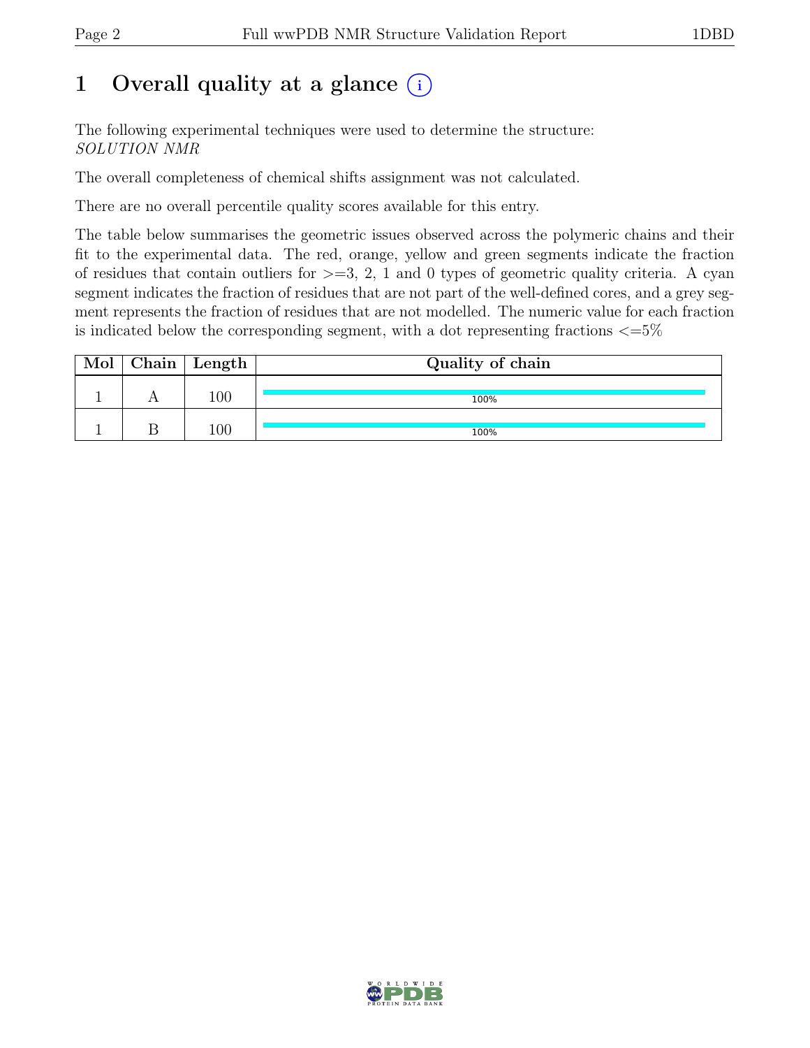# 1 Overall quality at a glance (i)

The following experimental techniques were used to determine the structure:
*SOLUTION NMR*

The overall completeness of chemical shifts assignment was not calculated.

There are no overall percentile quality scores available for this entry.

The table below summarises the geometric issues observed across the polymeric chains and their fit to the experimental data. The red, orange, yellow and green segments indicate the fraction of residues that contain outliers for >=3, 2, 1 and 0 types of geometric quality criteria. A cyan segment indicates the fraction of residues that are not part of the well-defined cores, and a grey segment represents the fraction of residues that are not modelled. The numeric value for each fraction is indicated below the corresponding segment, with a dot representing fractions <=5%

| Mol | Chain | Length | Quality of chain |
|---|---|---|---|
| 1 | A | 100 | 100% |
| 1 | B | 100 | 100% |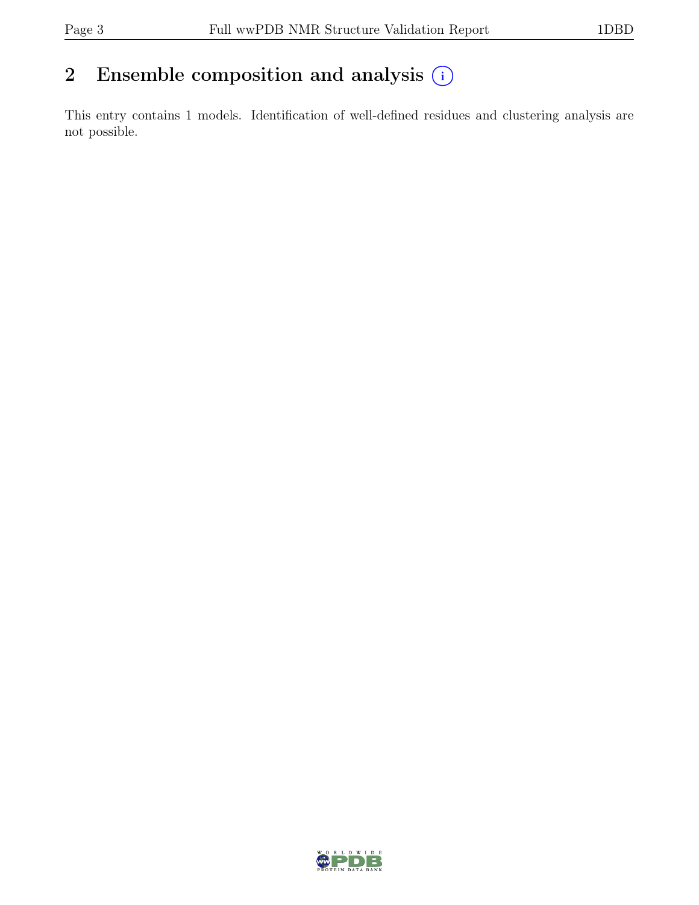## 2 Ensemble composition and analysis

This entry contains 1 models. Identification of well-defined residues and clustering analysis are not possible.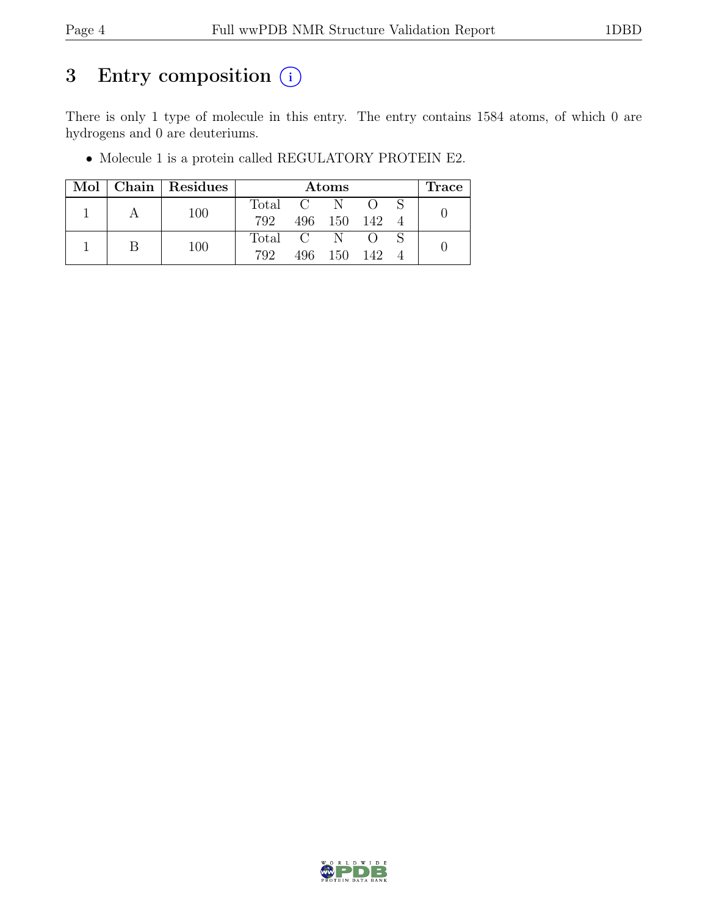# 3 Entry composition (i)

There is only 1 type of molecule in this entry. The entry contains 1584 atoms, of which 0 are hydrogens and 0 are deuteriums.

- Molecule 1 is a protein called REGULATORY PROTEIN E2.

| Mol | Chain | Residues | Atoms | | | | | Trace |
|---|---|---|---|---|---|---|---|---|
| | | | Total | C | N | O | S | |
| 1 | A | 100 | 792 | 496 | 150 | 142 | 4 | 0 |
| 1 | B | 100 | 792 | 496 | 150 | 142 | 4 | 0 |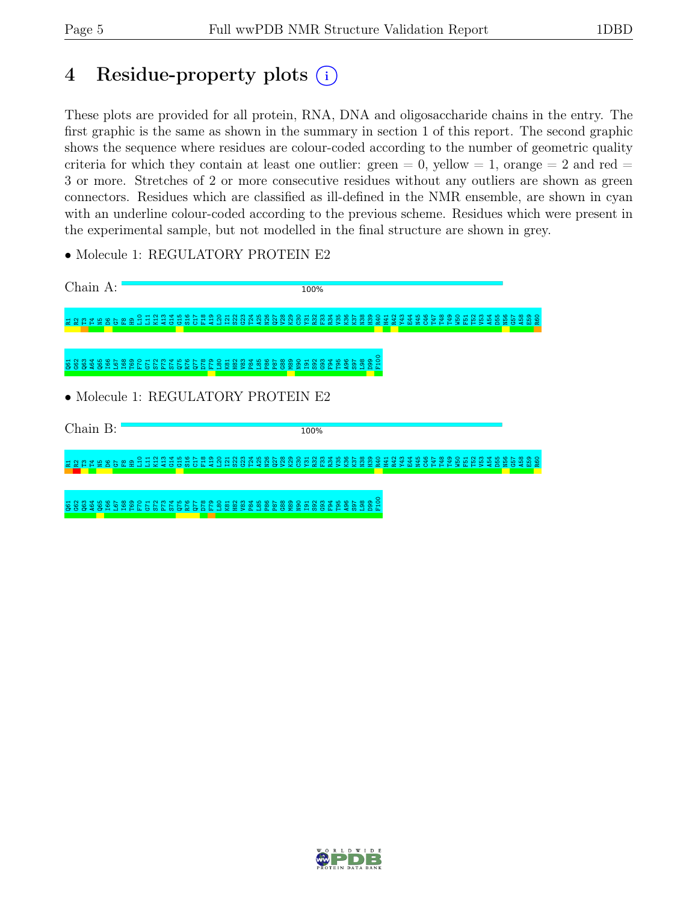# 4 Residue-property plots (i)

These plots are provided for all protein, RNA, DNA and oligosaccharide chains in the entry. The first graphic is the same as shown in the summary in section 1 of this report. The second graphic shows the sequence where residues are colour-coded according to the number of geometric quality criteria for which they contain at least one outlier: green = 0, yellow = 1, orange = 2 and red = 3 or more. Stretches of 2 or more consecutive residues without any outliers are shown as green connectors. Residues which are classified as ill-defined in the NMR ensemble, are shown in cyan with an underline colour-coded according to the previous scheme. Residues which were present in the experimental sample, but not modelled in the final structure are shown in grey.

- Molecule 1: REGULATORY PROTEIN E2

Chain A: 100%

R1 R2 T3 T4 N5 D6 G7 F8 H9 L10 L11 K12 A13 G14 G15 S16 C17 F18 A19 L20 I21 S22 G23 T24 A25 N26 Q27 V28 K29 C30 Y31 R32 F33 R34 V35 K36 K37 N38 H39 R40 H41 R42 Y43 E44 N45 C46 T47 T48 T49 W50 F51 T52 V53 A54 D55 N56 G57 A58 E59 R60

Q61 G62 Q63 A64 Q65 I66 L67 I68 T69 F70 G71 S72 P73 S74 Q75 R76 Q77 D78 F79 L80 K81 H82 V83 P84 L85 P86 P87 G88 M89 N90 I91 S92 G93 F94 T95 A96 S97 L98 D99 F100

- Molecule 1: REGULATORY PROTEIN E2

Chain B: 100%

R1 R2 T3 T4 N5 D6 G7 F8 H9 L10 L11 K12 A13 G14 G15 S16 C17 F18 A19 L20 I21 S22 G23 T24 A25 N26 Q27 V28 K29 C30 Y31 R32 F33 R34 V35 K36 K37 N38 H39 R40 H41 R42 Y43 E44 N45 C46 T47 T48 T49 W50 F51 T52 V53 A54 D55 N56 G57 A58 E59 R60

Q61 G62 Q63 A64 Q65 I66 L67 I68 T69 F70 G71 S72 P73 S74 Q75 R76 Q77 D78 F79 L80 K81 H82 V83 P84 L85 P86 P87 G88 M89 N90 I91 S92 G93 F94 T95 A96 S97 L98 D99 F100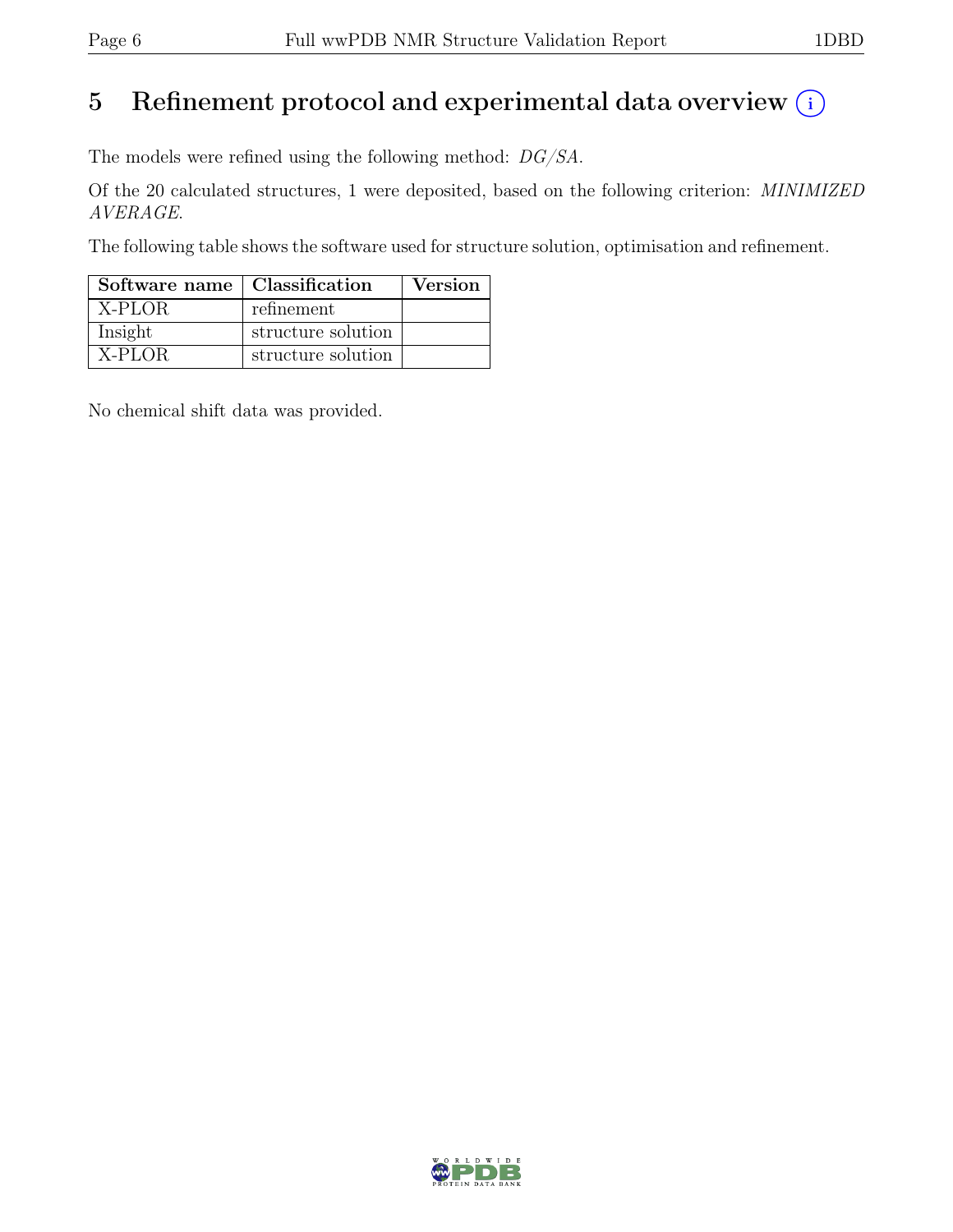# 5 Refinement protocol and experimental data overview (i)

The models were refined using the following method: *DG/SA*.

Of the 20 calculated structures, 1 were deposited, based on the following criterion: *MINIMIZED AVERAGE*.

The following table shows the software used for structure solution, optimisation and refinement.

| Software name | Classification | Version |
|---|---|---|
| X-PLOR | refinement | |
| Insight | structure solution | |
| X-PLOR | structure solution | |

No chemical shift data was provided.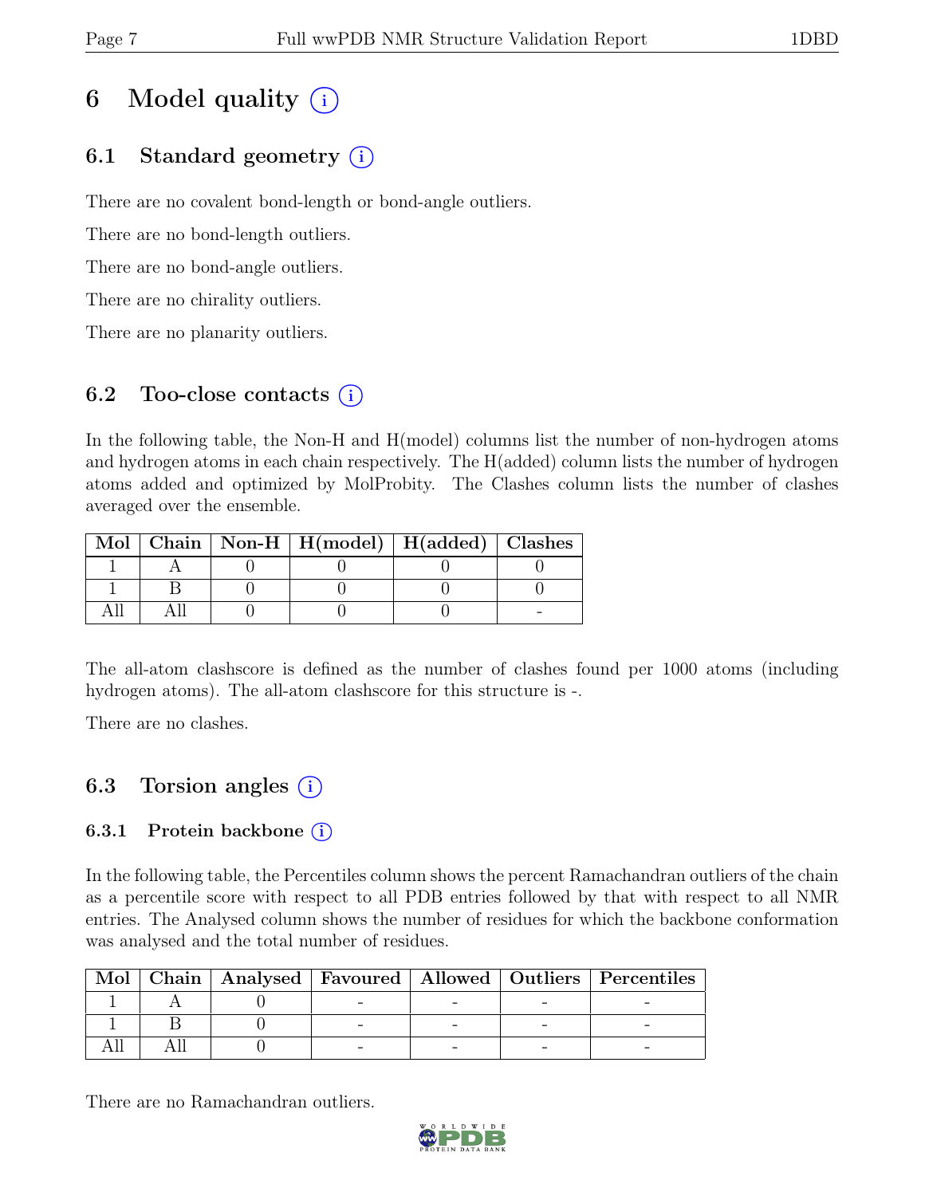# 6 Model quality (i)

## 6.1 Standard geometry (i)

There are no covalent bond-length or bond-angle outliers.

There are no bond-length outliers.

There are no bond-angle outliers.

There are no chirality outliers.

There are no planarity outliers.

## 6.2 Too-close contacts (i)

In the following table, the Non-H and H(model) columns list the number of non-hydrogen atoms and hydrogen atoms in each chain respectively. The H(added) column lists the number of hydrogen atoms added and optimized by MolProbity. The Clashes column lists the number of clashes averaged over the ensemble.

| Mol | Chain | Non-H | H(model) | H(added) | Clashes |
|---|---|---|---|---|---|
| 1 | A | 0 | 0 | 0 | 0 |
| 1 | B | 0 | 0 | 0 | 0 |
| All | All | 0 | 0 | 0 | - |

The all-atom clashscore is defined as the number of clashes found per 1000 atoms (including hydrogen atoms). The all-atom clashscore for this structure is -.

There are no clashes.

## 6.3 Torsion angles (i)

### 6.3.1 Protein backbone (i)

In the following table, the Percentiles column shows the percent Ramachandran outliers of the chain as a percentile score with respect to all PDB entries followed by that with respect to all NMR entries. The Analysed column shows the number of residues for which the backbone conformation was analysed and the total number of residues.

| Mol | Chain | Analysed | Favoured | Allowed | Outliers | Percentiles |
|---|---|---|---|---|---|---|
| 1 | A | 0 | - | - | - | - |
| 1 | B | 0 | - | - | - | - |
| All | All | 0 | - | - | - | - |

There are no Ramachandran outliers.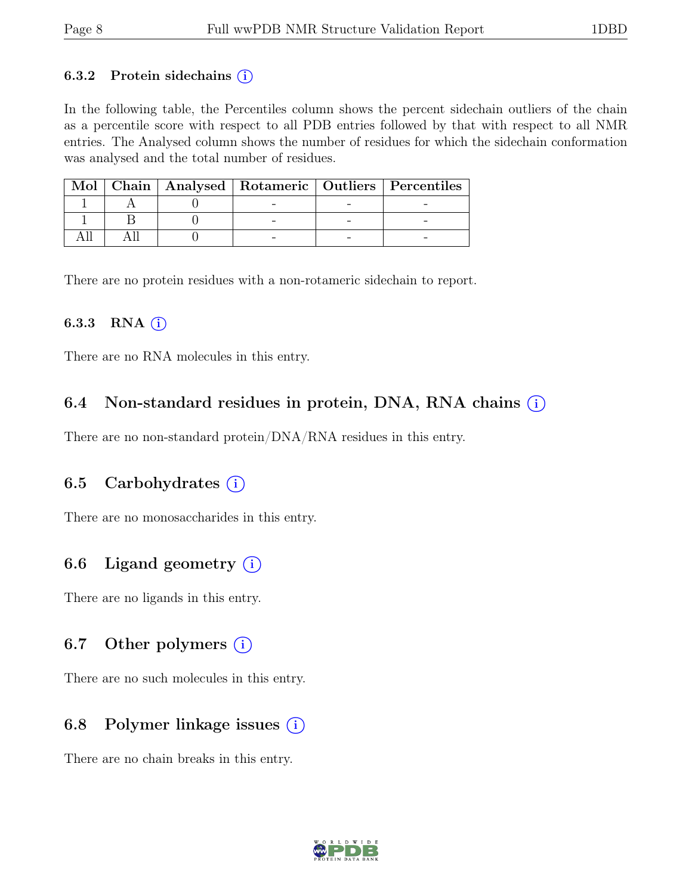#### 6.3.2 Protein sidechains (i)

In the following table, the Percentiles column shows the percent sidechain outliers of the chain as a percentile score with respect to all PDB entries followed by that with respect to all NMR entries. The Analysed column shows the number of residues for which the sidechain conformation was analysed and the total number of residues.

| Mol | Chain | Analysed | Rotameric | Outliers | Percentiles |
|---|---|---|---|---|---|
| 1 | A | 0 | - | - | - |
| 1 | B | 0 | - | - | - |
| All | All | 0 | - | - | - |

There are no protein residues with a non-rotameric sidechain to report.

#### 6.3.3 RNA (i)

There are no RNA molecules in this entry.

### 6.4 Non-standard residues in protein, DNA, RNA chains (i)

There are no non-standard protein/DNA/RNA residues in this entry.

### 6.5 Carbohydrates (i)

There are no monosaccharides in this entry.

### 6.6 Ligand geometry (i)

There are no ligands in this entry.

### 6.7 Other polymers (i)

There are no such molecules in this entry.

### 6.8 Polymer linkage issues (i)

There are no chain breaks in this entry.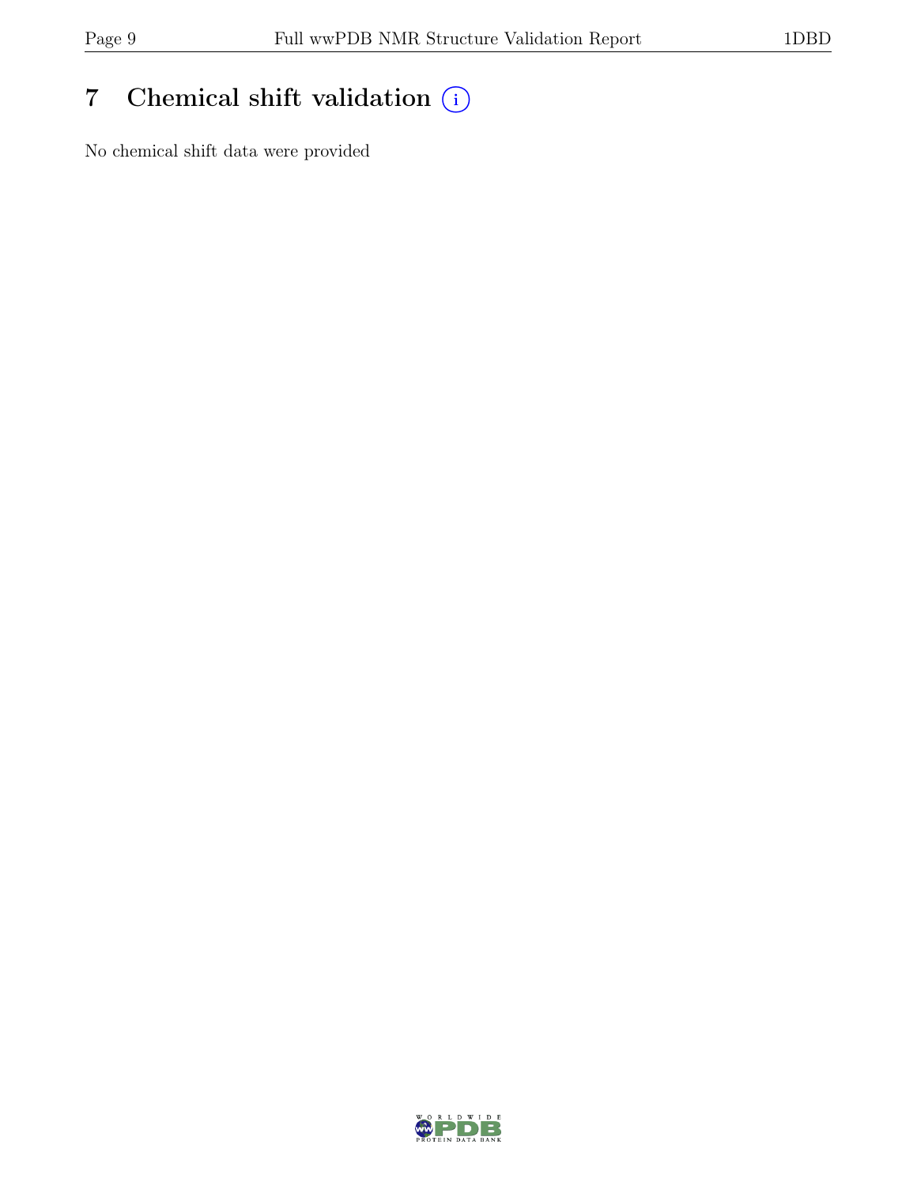# 7 Chemical shift validation

No chemical shift data were provided